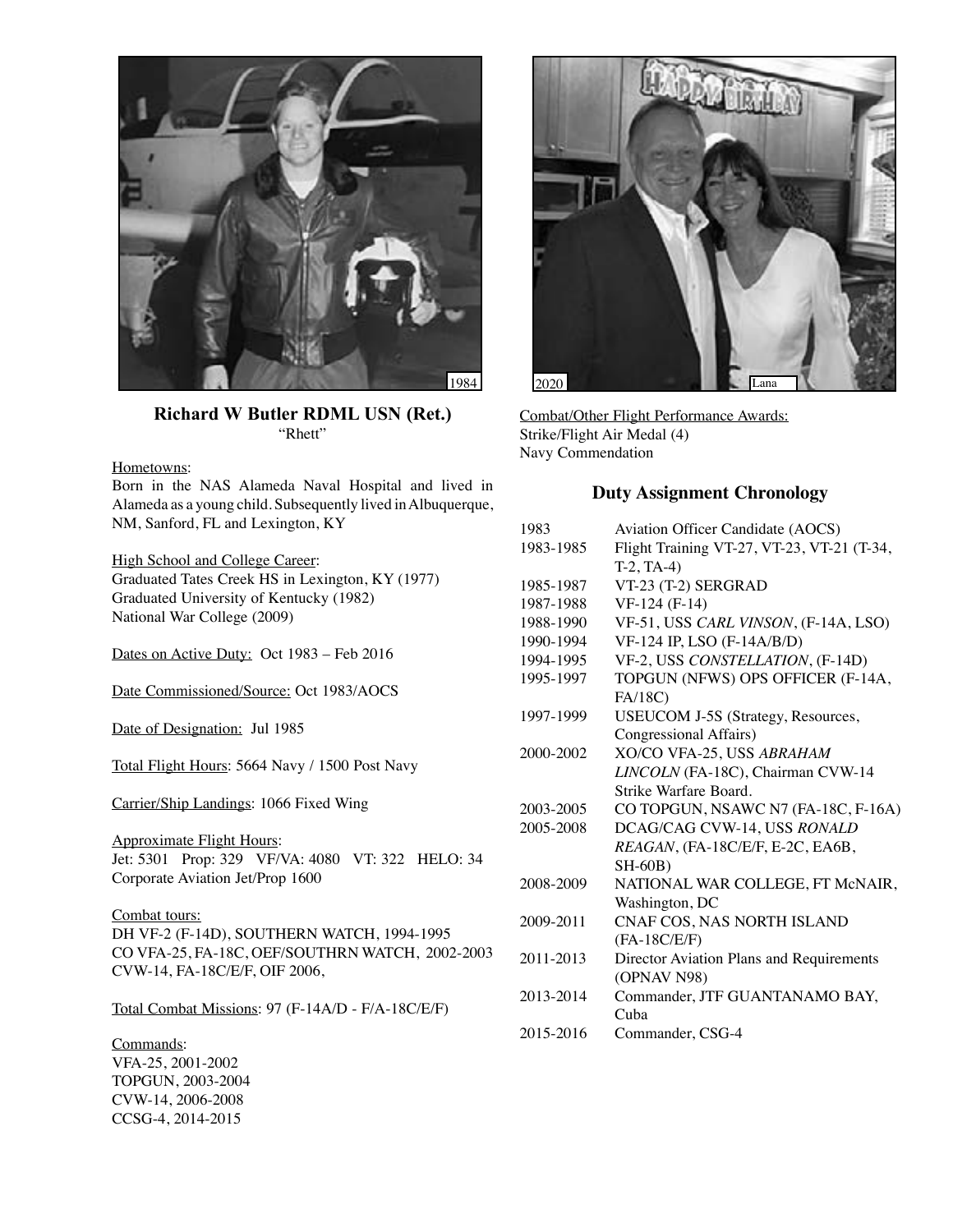1984

2020 Lana

## Richard W Butler RDML USN (Ret.)

"Rhett"

Hometowns:
Born in the NAS Alameda Naval Hospital and lived in Alameda as a young child. Subsequently lived in Albuquerque, NM, Sanford, FL and Lexington, KY

High School and College Career:
Graduated Tates Creek HS in Lexington, KY (1977)
Graduated University of Kentucky (1982)
National War College (2009)

Dates on Active Duty: Oct 1983 – Feb 2016

Date Commissioned/Source: Oct 1983/AOCS

Date of Designation: Jul 1985

Total Flight Hours: 5664 Navy / 1500 Post Navy

Carrier/Ship Landings: 1066 Fixed Wing

Approximate Flight Hours:
Jet: 5301 Prop: 329 VF/VA: 4080 VT: 322 HELO: 34
Corporate Aviation Jet/Prop 1600

Combat tours:
DH VF-2 (F-14D), SOUTHERN WATCH, 1994-1995
CO VFA-25, FA-18C, OEF/SOUTHRN WATCH, 2002-2003
CVW-14, FA-18C/E/F, OIF 2006,

Total Combat Missions: 97 (F-14A/D - F/A-18C/E/F)

Commands:
VFA-25, 2001-2002
TOPGUN, 2003-2004
CVW-14, 2006-2008
CCSG-4, 2014-2015

Combat/Other Flight Performance Awards:
Strike/Flight Air Medal (4)
Navy Commendation

### Duty Assignment Chronology

| | |
|---|---|
| 1983 | Aviation Officer Candidate (AOCS) |
| 1983-1985 | Flight Training VT-27, VT-23, VT-21 (T-34, T-2, TA-4) |
| 1985-1987 | VT-23 (T-2) SERGRAD |
| 1987-1988 | VF-124 (F-14) |
| 1988-1990 | VF-51, USS *CARL VINSON*, (F-14A, LSO) |
| 1990-1994 | VF-124 IP, LSO (F-14A/B/D) |
| 1994-1995 | VF-2, USS *CONSTELLATION*, (F-14D) |
| 1995-1997 | TOPGUN (NFWS) OPS OFFICER (F-14A, FA/18C) |
| 1997-1999 | USEUCOM J-5S (Strategy, Resources, Congressional Affairs) |
| 2000-2002 | XO/CO VFA-25, USS *ABRAHAM LINCOLN* (FA-18C), Chairman CVW-14 Strike Warfare Board. |
| 2003-2005 | CO TOPGUN, NSAWC N7 (FA-18C, F-16A) |
| 2005-2008 | DCAG/CAG CVW-14, USS *RONALD REAGAN*, (FA-18C/E/F, E-2C, EA6B, SH-60B) |
| 2008-2009 | NATIONAL WAR COLLEGE, FT McNAIR, Washington, DC |
| 2009-2011 | CNAF COS, NAS NORTH ISLAND (FA-18C/E/F) |
| 2011-2013 | Director Aviation Plans and Requirements (OPNAV N98) |
| 2013-2014 | Commander, JTF GUANTANAMO BAY, Cuba |
| 2015-2016 | Commander, CSG-4 |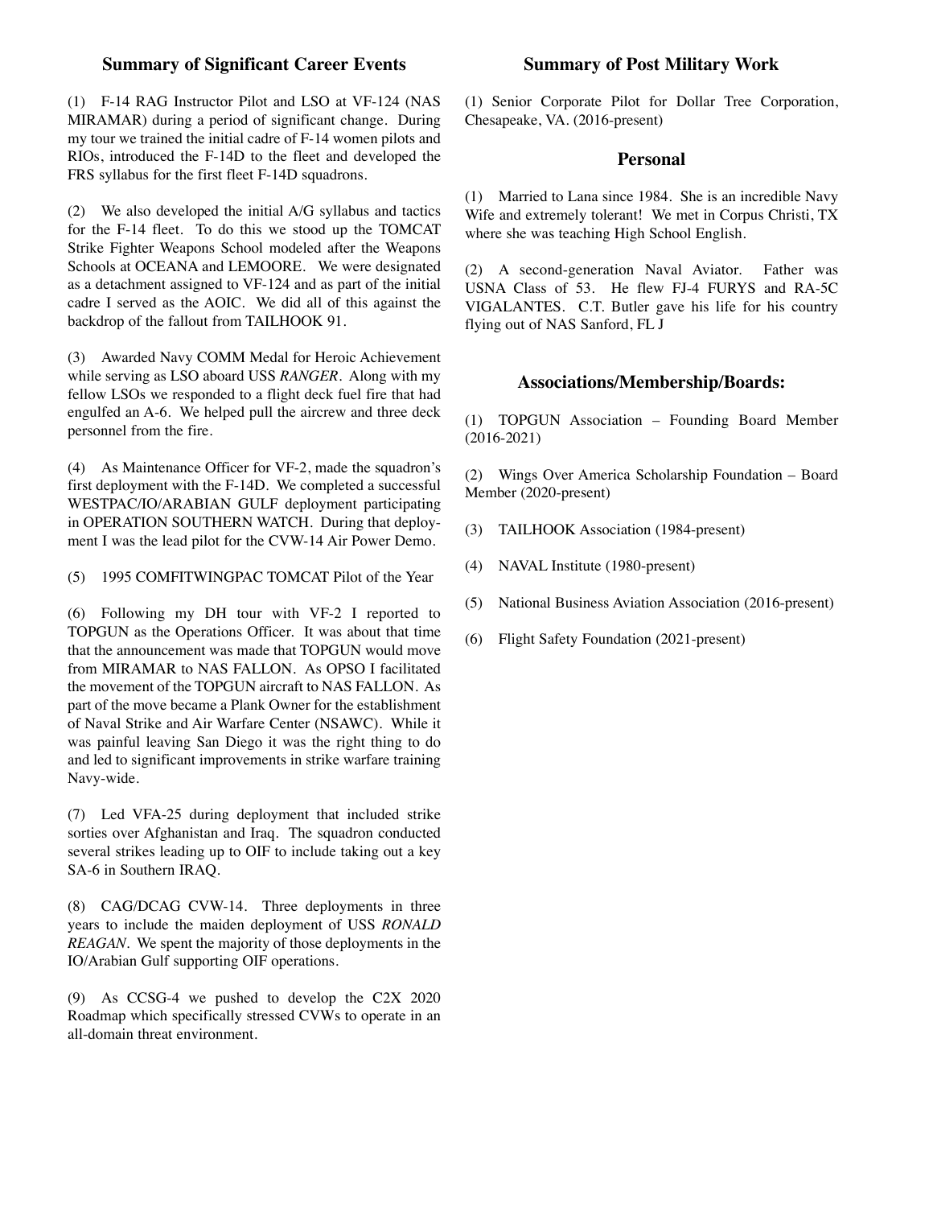## Summary of Significant Career Events

(1) F-14 RAG Instructor Pilot and LSO at VF-124 (NAS MIRAMAR) during a period of significant change. During my tour we trained the initial cadre of F-14 women pilots and RIOs, introduced the F-14D to the fleet and developed the FRS syllabus for the first fleet F-14D squadrons.

(2) We also developed the initial A/G syllabus and tactics for the F-14 fleet. To do this we stood up the TOMCAT Strike Fighter Weapons School modeled after the Weapons Schools at OCEANA and LEMOORE. We were designated as a detachment assigned to VF-124 and as part of the initial cadre I served as the AOIC. We did all of this against the backdrop of the fallout from TAILHOOK 91.

(3) Awarded Navy COMM Medal for Heroic Achievement while serving as LSO aboard USS *RANGER*. Along with my fellow LSOs we responded to a flight deck fuel fire that had engulfed an A-6. We helped pull the aircrew and three deck personnel from the fire.

(4) As Maintenance Officer for VF-2, made the squadron's first deployment with the F-14D. We completed a successful WESTPAC/IO/ARABIAN GULF deployment participating in OPERATION SOUTHERN WATCH. During that deployment I was the lead pilot for the CVW-14 Air Power Demo.

(5) 1995 COMFITWINGPAC TOMCAT Pilot of the Year

(6) Following my DH tour with VF-2 I reported to TOPGUN as the Operations Officer. It was about that time that the announcement was made that TOPGUN would move from MIRAMAR to NAS FALLON. As OPSO I facilitated the movement of the TOPGUN aircraft to NAS FALLON. As part of the move became a Plank Owner for the establishment of Naval Strike and Air Warfare Center (NSAWC). While it was painful leaving San Diego it was the right thing to do and led to significant improvements in strike warfare training Navy-wide.

(7) Led VFA-25 during deployment that included strike sorties over Afghanistan and Iraq. The squadron conducted several strikes leading up to OIF to include taking out a key SA-6 in Southern IRAQ.

(8) CAG/DCAG CVW-14. Three deployments in three years to include the maiden deployment of USS *RONALD REAGAN*. We spent the majority of those deployments in the IO/Arabian Gulf supporting OIF operations.

(9) As CCSG-4 we pushed to develop the C2X 2020 Roadmap which specifically stressed CVWs to operate in an all-domain threat environment.

## Summary of Post Military Work

(1) Senior Corporate Pilot for Dollar Tree Corporation, Chesapeake, VA. (2016-present)

## Personal

(1) Married to Lana since 1984. She is an incredible Navy Wife and extremely tolerant! We met in Corpus Christi, TX where she was teaching High School English.

(2) A second-generation Naval Aviator. Father was USNA Class of 53. He flew FJ-4 FURYS and RA-5C VIGALANTES. C.T. Butler gave his life for his country flying out of NAS Sanford, FL J

## Associations/Membership/Boards:

(1) TOPGUN Association – Founding Board Member (2016-2021)

(2) Wings Over America Scholarship Foundation – Board Member (2020-present)

(3) TAILHOOK Association (1984-present)

(4) NAVAL Institute (1980-present)

(5) National Business Aviation Association (2016-present)

(6) Flight Safety Foundation (2021-present)